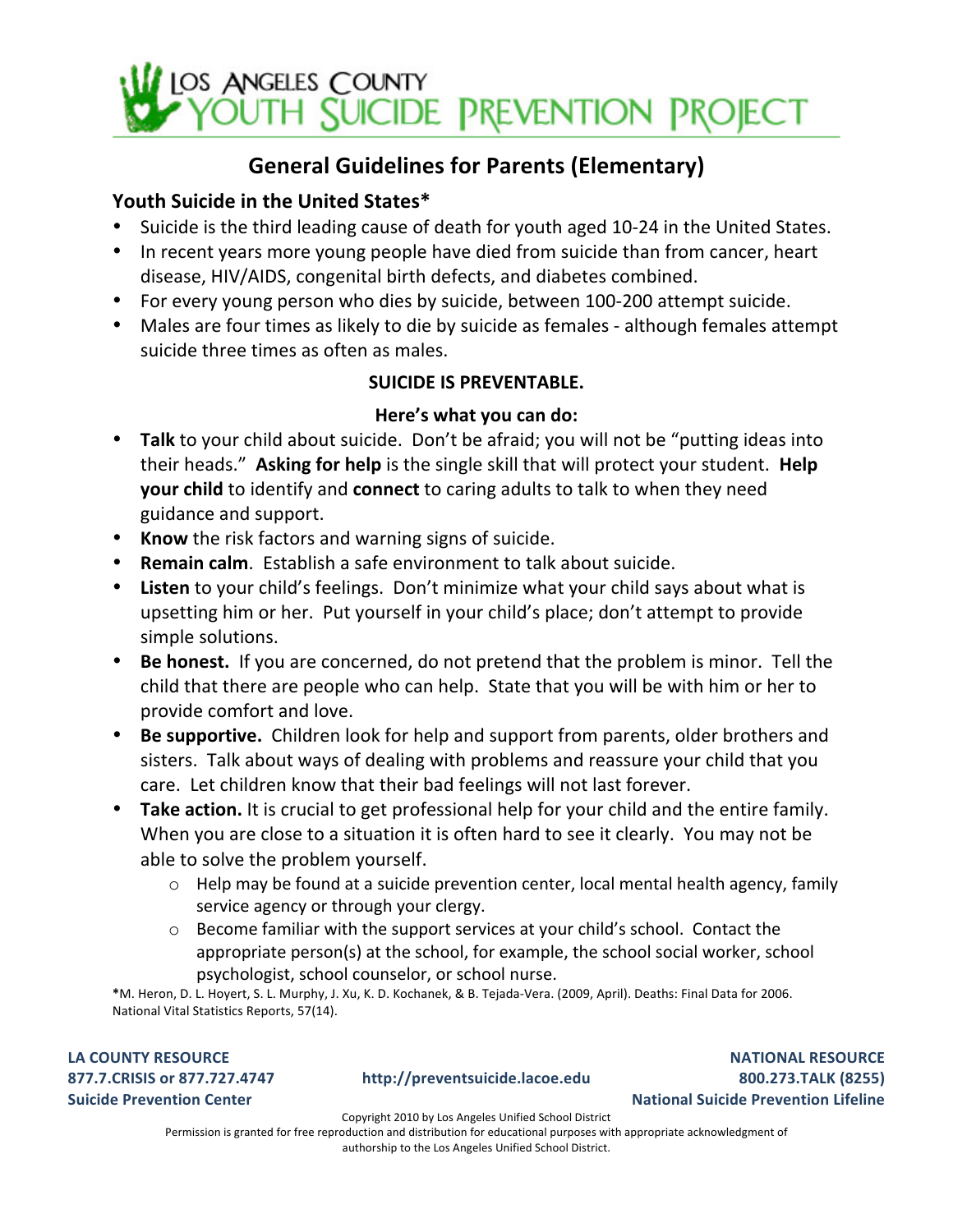# LOS ANGELES COUNTY YOUTH SUICIDE PREVENTION PROJECT

## General Guidelines for Parents (Elementary)

### Youth Suicide in the United States*

- Suicide is the third leading cause of death for youth aged 10-24 in the United States.
- In recent years more young people have died from suicide than from cancer, heart disease, HIV/AIDS, congenital birth defects, and diabetes combined.
- For every young person who dies by suicide, between 100-200 attempt suicide.
- Males are four times as likely to die by suicide as females - although females attempt suicide three times as often as males.

**SUICIDE IS PREVENTABLE.**

**Here's what you can do:**

- **Talk** to your child about suicide. Don't be afraid; you will not be "putting ideas into their heads." **Asking for help** is the single skill that will protect your student. **Help your child** to identify and **connect** to caring adults to talk to when they need guidance and support.
- **Know** the risk factors and warning signs of suicide.
- **Remain calm**. Establish a safe environment to talk about suicide.
- **Listen** to your child's feelings. Don't minimize what your child says about what is upsetting him or her. Put yourself in your child's place; don't attempt to provide simple solutions.
- **Be honest.** If you are concerned, do not pretend that the problem is minor. Tell the child that there are people who can help. State that you will be with him or her to provide comfort and love.
- **Be supportive.** Children look for help and support from parents, older brothers and sisters. Talk about ways of dealing with problems and reassure your child that you care. Let children know that their bad feelings will not last forever.
- **Take action.** It is crucial to get professional help for your child and the entire family. When you are close to a situation it is often hard to see it clearly. You may not be able to solve the problem yourself.
    - Help may be found at a suicide prevention center, local mental health agency, family service agency or through your clergy.
    - Become familiar with the support services at your child's school. Contact the appropriate person(s) at the school, for example, the school social worker, school psychologist, school counselor, or school nurse.

***M. Heron, D. L. Hoyert, S. L. Murphy, J. Xu, K. D. Kochanek, & B. Tejada-Vera. (2009, April). Deaths: Final Data for 2006. National Vital Statistics Reports, 57(14).

**LA COUNTY RESOURCE**
**877.7.CRISIS or 877.727.4747**
**Suicide Prevention Center**

**http://preventsuicide.lacoe.edu**

**NATIONAL RESOURCE**
**800.273.TALK (8255)**
**National Suicide Prevention Lifeline**

Copyright 2010 by Los Angeles Unified School District
Permission is granted for free reproduction and distribution for educational purposes with appropriate acknowledgment of authorship to the Los Angeles Unified School District.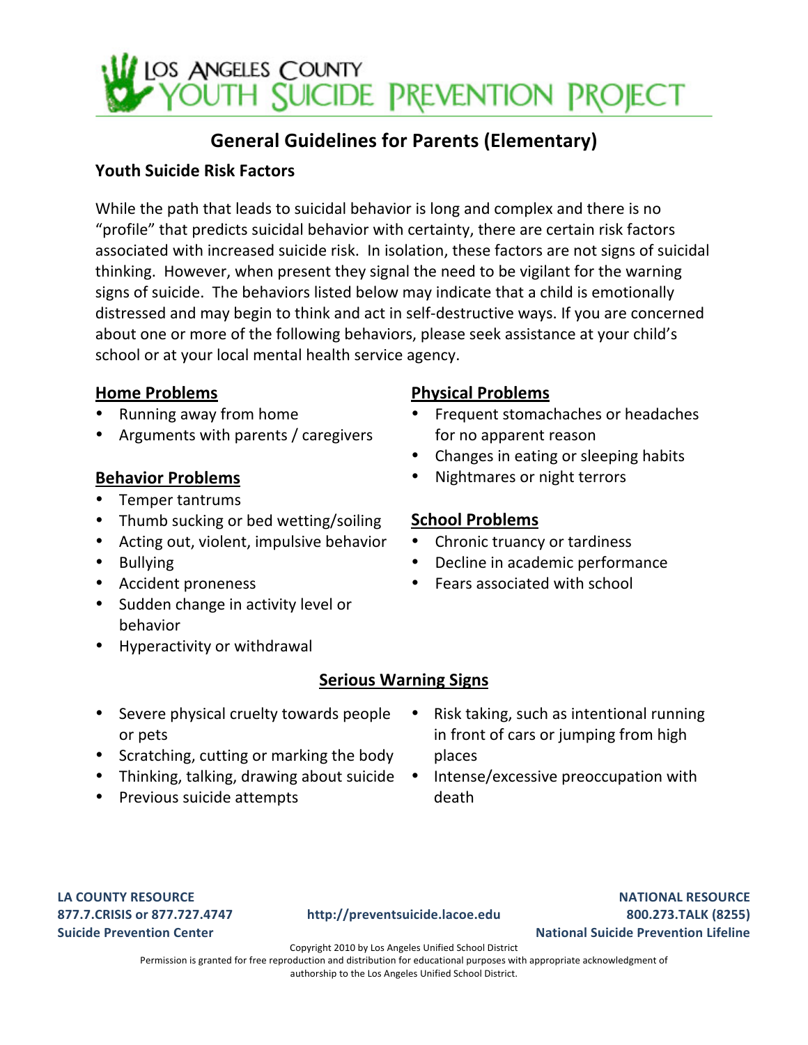# LOS ANGELES COUNTY YOUTH SUICIDE PREVENTION PROJECT

## General Guidelines for Parents (Elementary)

### Youth Suicide Risk Factors

While the path that leads to suicidal behavior is long and complex and there is no "profile" that predicts suicidal behavior with certainty, there are certain risk factors associated with increased suicide risk. In isolation, these factors are not signs of suicidal thinking. However, when present they signal the need to be vigilant for the warning signs of suicide. The behaviors listed below may indicate that a child is emotionally distressed and may begin to think and act in self-destructive ways. If you are concerned about one or more of the following behaviors, please seek assistance at your child's school or at your local mental health service agency.

**Home Problems**

- Running away from home
- Arguments with parents / caregivers

**Behavior Problems**

- Temper tantrums
- Thumb sucking or bed wetting/soiling
- Acting out, violent, impulsive behavior
- Bullying
- Accident proneness
- Sudden change in activity level or behavior
- Hyperactivity or withdrawal

**Physical Problems**

- Frequent stomachaches or headaches for no apparent reason
- Changes in eating or sleeping habits
- Nightmares or night terrors

**School Problems**

- Chronic truancy or tardiness
- Decline in academic performance
- Fears associated with school

### Serious Warning Signs

- Severe physical cruelty towards people or pets
- Scratching, cutting or marking the body
- Thinking, talking, drawing about suicide
- Previous suicide attempts
- Risk taking, such as intentional running in front of cars or jumping from high places
- Intense/excessive preoccupation with death

**LA COUNTY RESOURCE**
**877.7.CRISIS or 877.727.4747**
**Suicide Prevention Center**

**http://preventsuicide.lacoe.edu**

**NATIONAL RESOURCE**
**800.273.TALK (8255)**
**National Suicide Prevention Lifeline**

Copyright 2010 by Los Angeles Unified School District
Permission is granted for free reproduction and distribution for educational purposes with appropriate acknowledgment of authorship to the Los Angeles Unified School District.